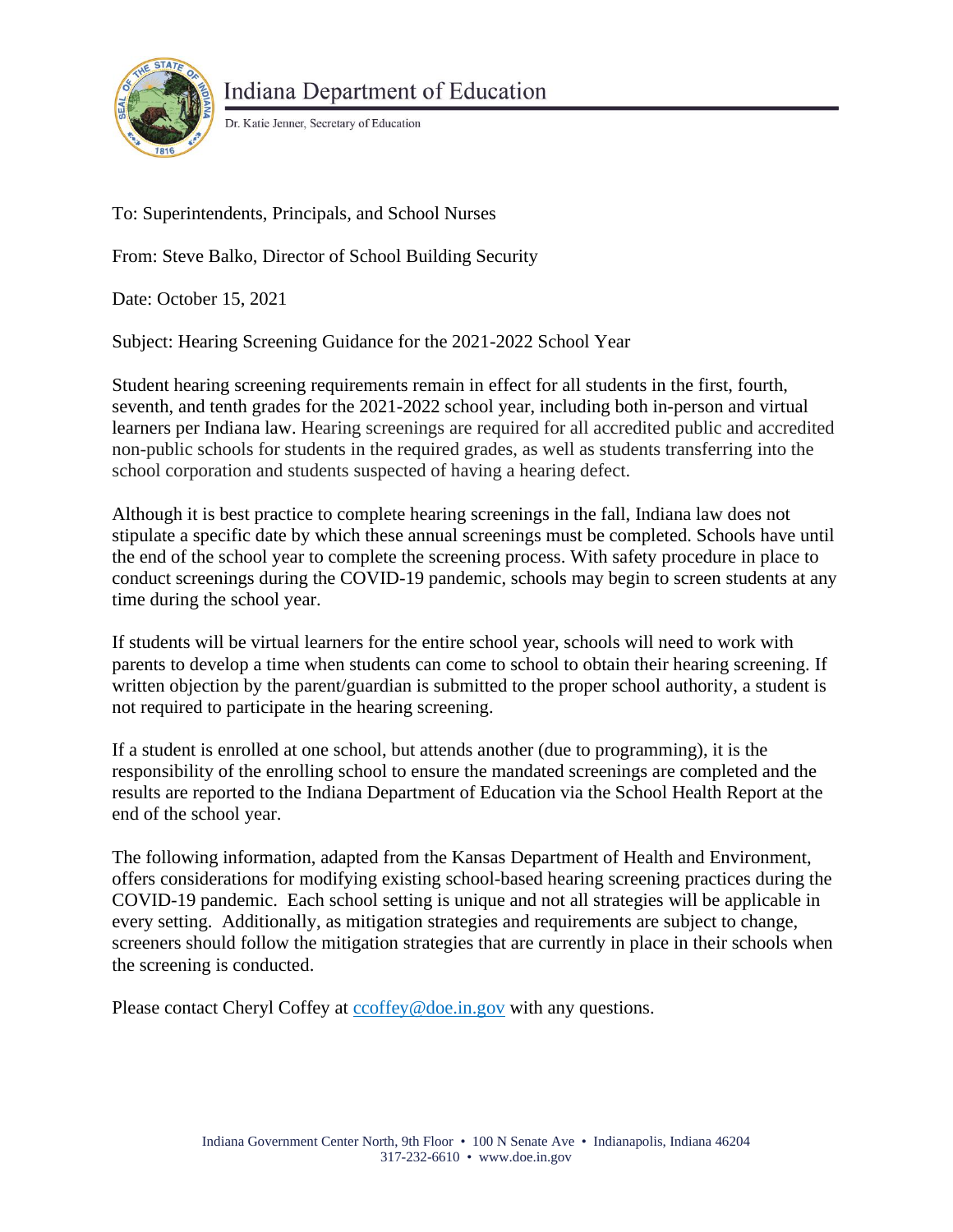Indiana Department of Education

Dr. Katie Jenner, Secretary of Education

To: Superintendents, Principals, and School Nurses

From: Steve Balko, Director of School Building Security

Date: October 15, 2021

Subject: Hearing Screening Guidance for the 2021-2022 School Year

Student hearing screening requirements remain in effect for all students in the first, fourth, seventh, and tenth grades for the 2021-2022 school year, including both in-person and virtual learners per Indiana law. Hearing screenings are required for all accredited public and accredited non-public schools for students in the required grades, as well as students transferring into the school corporation and students suspected of having a hearing defect.

Although it is best practice to complete hearing screenings in the fall, Indiana law does not stipulate a specific date by which these annual screenings must be completed. Schools have until the end of the school year to complete the screening process. With safety procedure in place to conduct screenings during the COVID-19 pandemic, schools may begin to screen students at any time during the school year.

If students will be virtual learners for the entire school year, schools will need to work with parents to develop a time when students can come to school to obtain their hearing screening. If written objection by the parent/guardian is submitted to the proper school authority, a student is not required to participate in the hearing screening.

If a student is enrolled at one school, but attends another (due to programming), it is the responsibility of the enrolling school to ensure the mandated screenings are completed and the results are reported to the Indiana Department of Education via the School Health Report at the end of the school year.

The following information, adapted from the Kansas Department of Health and Environment, offers considerations for modifying existing school-based hearing screening practices during the COVID-19 pandemic. Each school setting is unique and not all strategies will be applicable in every setting. Additionally, as mitigation strategies and requirements are subject to change, screeners should follow the mitigation strategies that are currently in place in their schools when the screening is conducted.

Please contact Cheryl Coffey at [ccoffey@doe.in.gov](mailto:ccoffey@doe.in.gov) with any questions.

Indiana Government Center North, 9th Floor • 100 N Senate Ave • Indianapolis, Indiana 46204
317-232-6610 • www.doe.in.gov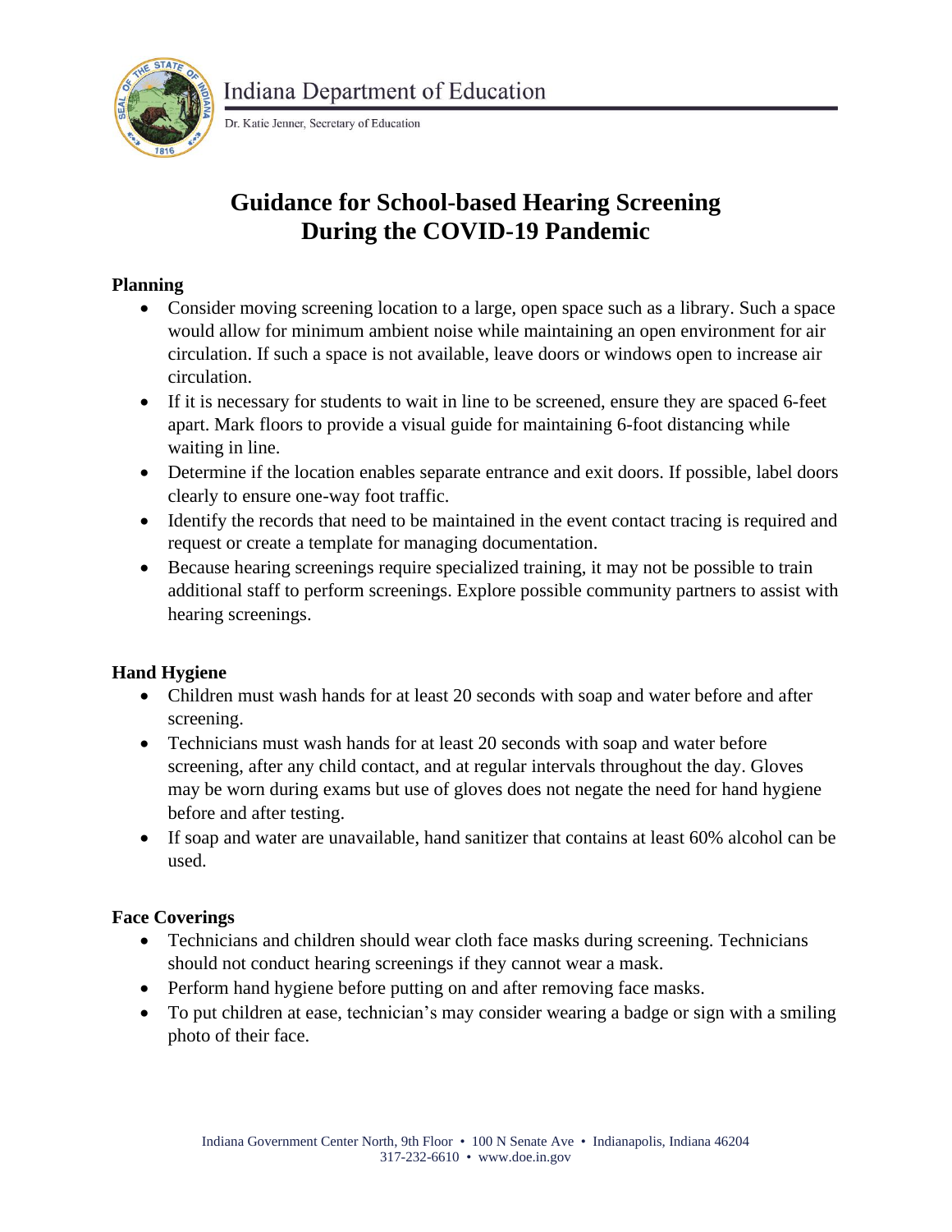# Guidance for School-based Hearing Screening During the COVID-19 Pandemic

## Planning

- Consider moving screening location to a large, open space such as a library. Such a space would allow for minimum ambient noise while maintaining an open environment for air circulation. If such a space is not available, leave doors or windows open to increase air circulation.
- If it is necessary for students to wait in line to be screened, ensure they are spaced 6-feet apart. Mark floors to provide a visual guide for maintaining 6-foot distancing while waiting in line.
- Determine if the location enables separate entrance and exit doors. If possible, label doors clearly to ensure one-way foot traffic.
- Identify the records that need to be maintained in the event contact tracing is required and request or create a template for managing documentation.
- Because hearing screenings require specialized training, it may not be possible to train additional staff to perform screenings. Explore possible community partners to assist with hearing screenings.

## Hand Hygiene

- Children must wash hands for at least 20 seconds with soap and water before and after screening.
- Technicians must wash hands for at least 20 seconds with soap and water before screening, after any child contact, and at regular intervals throughout the day. Gloves may be worn during exams but use of gloves does not negate the need for hand hygiene before and after testing.
- If soap and water are unavailable, hand sanitizer that contains at least 60% alcohol can be used.

## Face Coverings

- Technicians and children should wear cloth face masks during screening. Technicians should not conduct hearing screenings if they cannot wear a mask.
- Perform hand hygiene before putting on and after removing face masks.
- To put children at ease, technician's may consider wearing a badge or sign with a smiling photo of their face.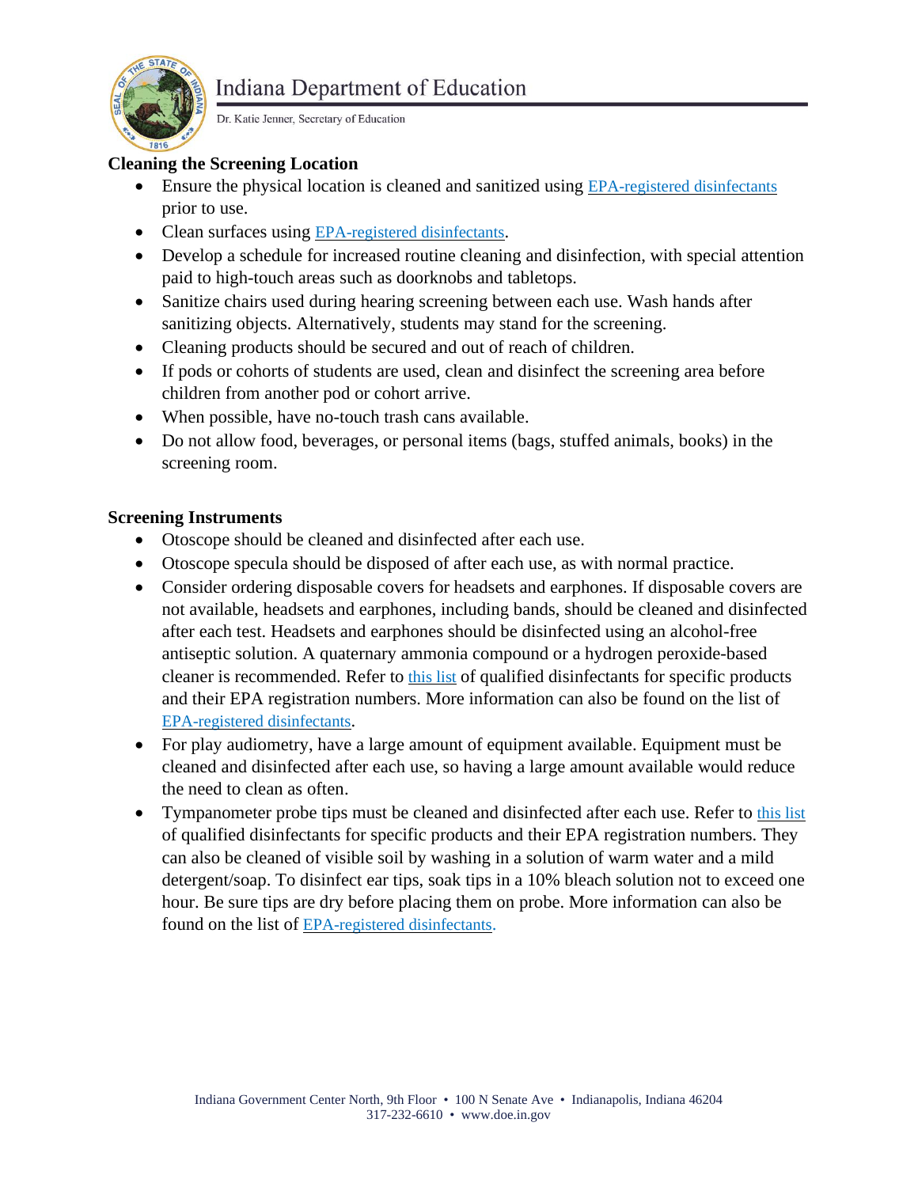## Cleaning the Screening Location

- Ensure the physical location is cleaned and sanitized using [EPA-registered disinfectants]() prior to use.
- Clean surfaces using [EPA-registered disinfectants]().
- Develop a schedule for increased routine cleaning and disinfection, with special attention paid to high-touch areas such as doorknobs and tabletops.
- Sanitize chairs used during hearing screening between each use. Wash hands after sanitizing objects. Alternatively, students may stand for the screening.
- Cleaning products should be secured and out of reach of children.
- If pods or cohorts of students are used, clean and disinfect the screening area before children from another pod or cohort arrive.
- When possible, have no-touch trash cans available.
- Do not allow food, beverages, or personal items (bags, stuffed animals, books) in the screening room.

## Screening Instruments

- Otoscope should be cleaned and disinfected after each use.
- Otoscope specula should be disposed of after each use, as with normal practice.
- Consider ordering disposable covers for headsets and earphones. If disposable covers are not available, headsets and earphones, including bands, should be cleaned and disinfected after each test. Headsets and earphones should be disinfected using an alcohol-free antiseptic solution. A quaternary ammonia compound or a hydrogen peroxide-based cleaner is recommended. Refer to [this list]() of qualified disinfectants for specific products and their EPA registration numbers. More information can also be found on the list of [EPA-registered disinfectants]().
- For play audiometry, have a large amount of equipment available. Equipment must be cleaned and disinfected after each use, so having a large amount available would reduce the need to clean as often.
- Tympanometer probe tips must be cleaned and disinfected after each use. Refer to [this list]() of qualified disinfectants for specific products and their EPA registration numbers. They can also be cleaned of visible soil by washing in a solution of warm water and a mild detergent/soap. To disinfect ear tips, soak tips in a 10% bleach solution not to exceed one hour. Be sure tips are dry before placing them on probe. More information can also be found on the list of [EPA-registered disinfectants]().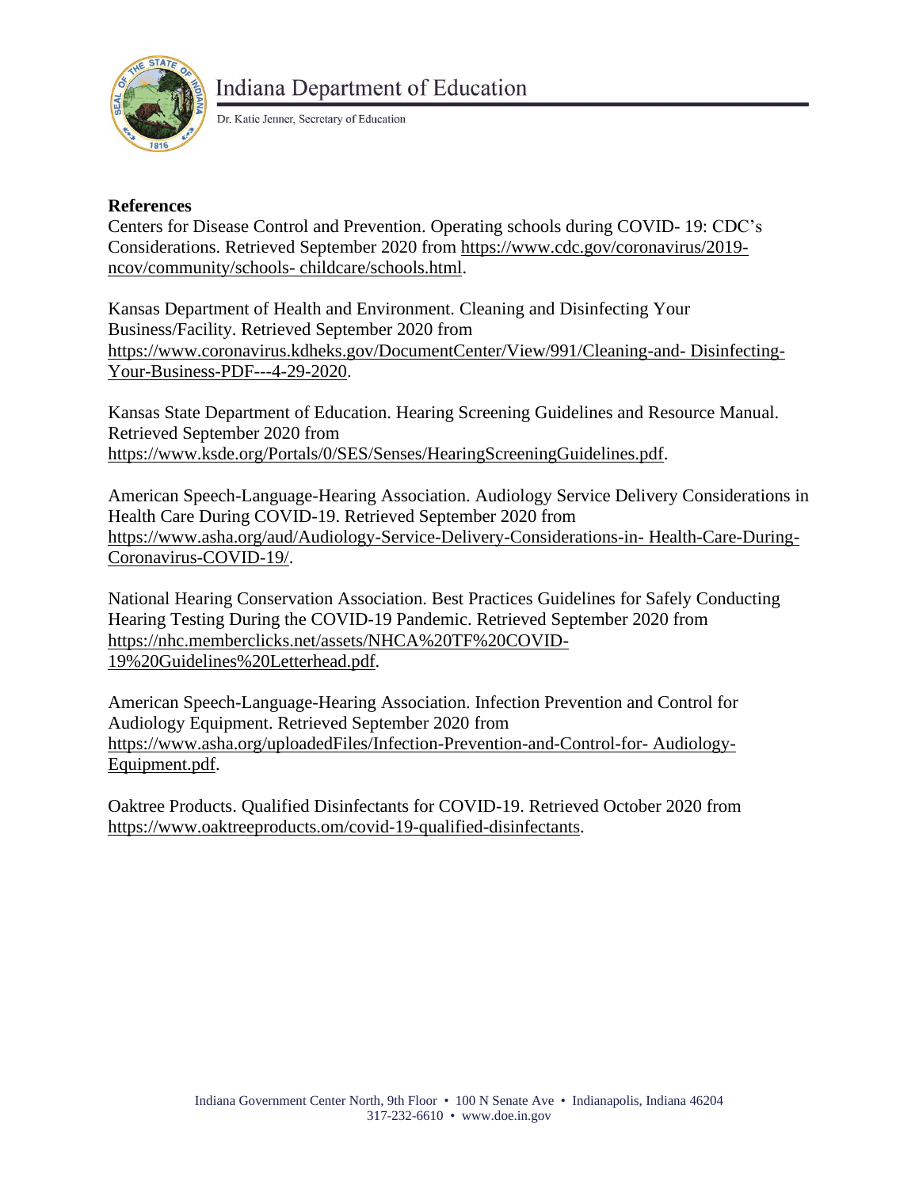**References**

Centers for Disease Control and Prevention. Operating schools during COVID- 19: CDC's Considerations. Retrieved September 2020 from https://www.cdc.gov/coronavirus/2019-ncov/community/schools- childcare/schools.html.

Kansas Department of Health and Environment. Cleaning and Disinfecting Your Business/Facility. Retrieved September 2020 from https://www.coronavirus.kdheks.gov/DocumentCenter/View/991/Cleaning-and- Disinfecting-Your-Business-PDF---4-29-2020.

Kansas State Department of Education. Hearing Screening Guidelines and Resource Manual. Retrieved September 2020 from https://www.ksde.org/Portals/0/SES/Senses/HearingScreeningGuidelines.pdf.

American Speech-Language-Hearing Association. Audiology Service Delivery Considerations in Health Care During COVID-19. Retrieved September 2020 from https://www.asha.org/aud/Audiology-Service-Delivery-Considerations-in- Health-Care-During-Coronavirus-COVID-19/.

National Hearing Conservation Association. Best Practices Guidelines for Safely Conducting Hearing Testing During the COVID-19 Pandemic. Retrieved September 2020 from https://nhc.memberclicks.net/assets/NHCA%20TF%20COVID-19%20Guidelines%20Letterhead.pdf.

American Speech-Language-Hearing Association. Infection Prevention and Control for Audiology Equipment. Retrieved September 2020 from https://www.asha.org/uploadedFiles/Infection-Prevention-and-Control-for- Audiology-Equipment.pdf.

Oaktree Products. Qualified Disinfectants for COVID-19. Retrieved October 2020 from https://www.oaktreeproducts.om/covid-19-qualified-disinfectants.